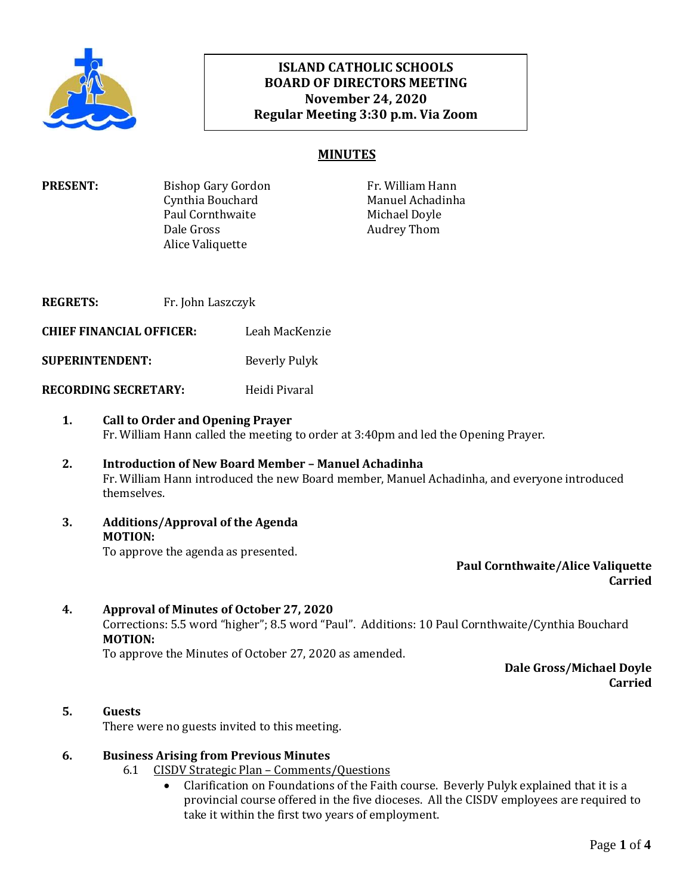**ISLAND CATHOLIC SCHOOLS**
**BOARD OF DIRECTORS MEETING**
**November 24, 2020**
**Regular Meeting 3:30 p.m. Via Zoom**

# MINUTES

**PRESENT:**

Bishop Gary Gordon
Cynthia Bouchard
Paul Cornthwaite
Dale Gross
Alice Valiquette
Fr. William Hann
Manuel Achadinha
Michael Doyle
Audrey Thom

**REGRETS:** Fr. John Laszczyk

**CHIEF FINANCIAL OFFICER:** Leah MacKenzie

**SUPERINTENDENT:** Beverly Pulyk

**RECORDING SECRETARY:** Heidi Pivaral

1. **Call to Order and Opening Prayer**
   Fr. William Hann called the meeting to order at 3:40pm and led the Opening Prayer.

2. **Introduction of New Board Member – Manuel Achadinha**
   Fr. William Hann introduced the new Board member, Manuel Achadinha, and everyone introduced themselves.

3. **Additions/Approval of the Agenda**
   **MOTION:**
   To approve the agenda as presented.

   **Paul Cornthwaite/Alice Valiquette**
   **Carried**

4. **Approval of Minutes of October 27, 2020**
   Corrections: 5.5 word "higher"; 8.5 word "Paul". Additions: 10 Paul Cornthwaite/Cynthia Bouchard
   **MOTION:**
   To approve the Minutes of October 27, 2020 as amended.

   **Dale Gross/Michael Doyle**
   **Carried**

5. **Guests**
   There were no guests invited to this meeting.

6. **Business Arising from Previous Minutes**
   6.1 CISDV Strategic Plan – Comments/Questions
   - Clarification on Foundations of the Faith course. Beverly Pulyk explained that it is a provincial course offered in the five dioceses. All the CISDV employees are required to take it within the first two years of employment.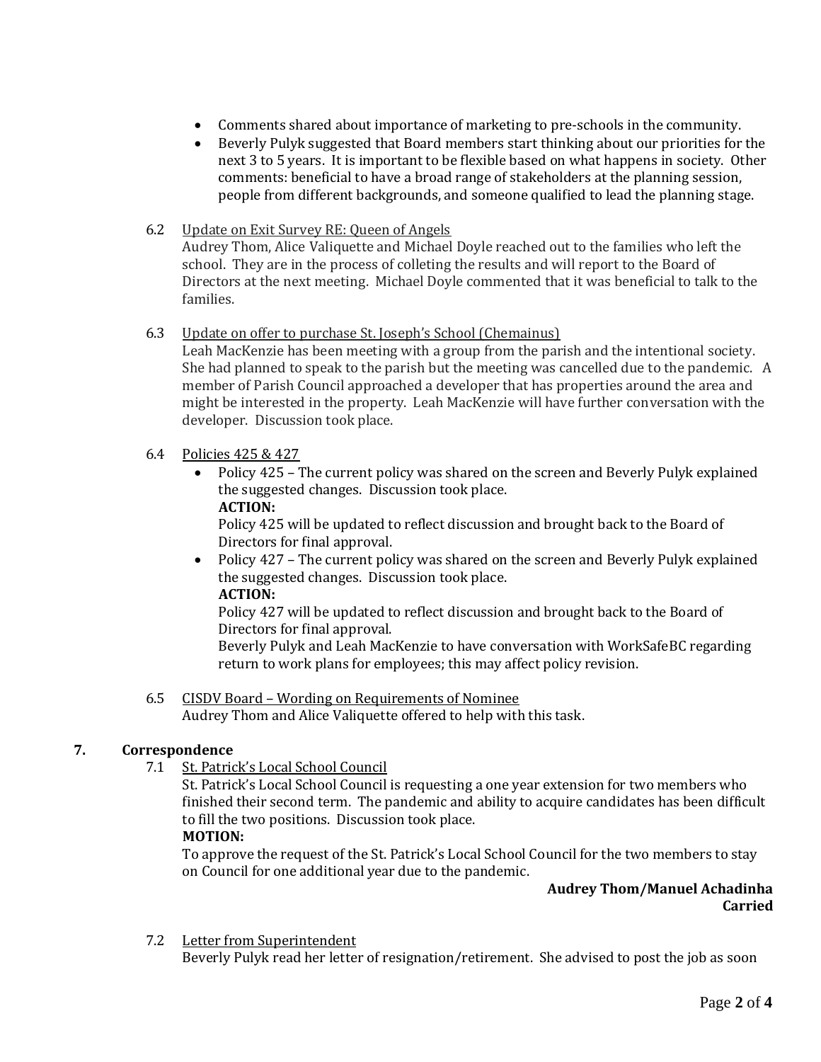- Comments shared about importance of marketing to pre-schools in the community.
- Beverly Pulyk suggested that Board members start thinking about our priorities for the next 3 to 5 years. It is important to be flexible based on what happens in society. Other comments: beneficial to have a broad range of stakeholders at the planning session, people from different backgrounds, and someone qualified to lead the planning stage.

6.2 Update on Exit Survey RE: Queen of Angels

Audrey Thom, Alice Valiquette and Michael Doyle reached out to the families who left the school. They are in the process of colleting the results and will report to the Board of Directors at the next meeting. Michael Doyle commented that it was beneficial to talk to the families.

6.3 Update on offer to purchase St. Joseph's School (Chemainus)

Leah MacKenzie has been meeting with a group from the parish and the intentional society. She had planned to speak to the parish but the meeting was cancelled due to the pandemic. A member of Parish Council approached a developer that has properties around the area and might be interested in the property. Leah MacKenzie will have further conversation with the developer. Discussion took place.

6.4 Policies 425 & 427

- Policy 425 – The current policy was shared on the screen and Beverly Pulyk explained the suggested changes. Discussion took place.

  **ACTION:**

  Policy 425 will be updated to reflect discussion and brought back to the Board of Directors for final approval.
- Policy 427 – The current policy was shared on the screen and Beverly Pulyk explained the suggested changes. Discussion took place.

  **ACTION:**

  Policy 427 will be updated to reflect discussion and brought back to the Board of Directors for final approval.

  Beverly Pulyk and Leah MacKenzie to have conversation with WorkSafeBC regarding return to work plans for employees; this may affect policy revision.

6.5 CISDV Board – Wording on Requirements of Nominee

Audrey Thom and Alice Valiquette offered to help with this task.

## 7. Correspondence

7.1 St. Patrick's Local School Council

St. Patrick's Local School Council is requesting a one year extension for two members who finished their second term. The pandemic and ability to acquire candidates has been difficult to fill the two positions. Discussion took place.

**MOTION:**

To approve the request of the St. Patrick's Local School Council for the two members to stay on Council for one additional year due to the pandemic.

**Audrey Thom/Manuel Achadinha**
**Carried**

7.2 Letter from Superintendent

Beverly Pulyk read her letter of resignation/retirement. She advised to post the job as soon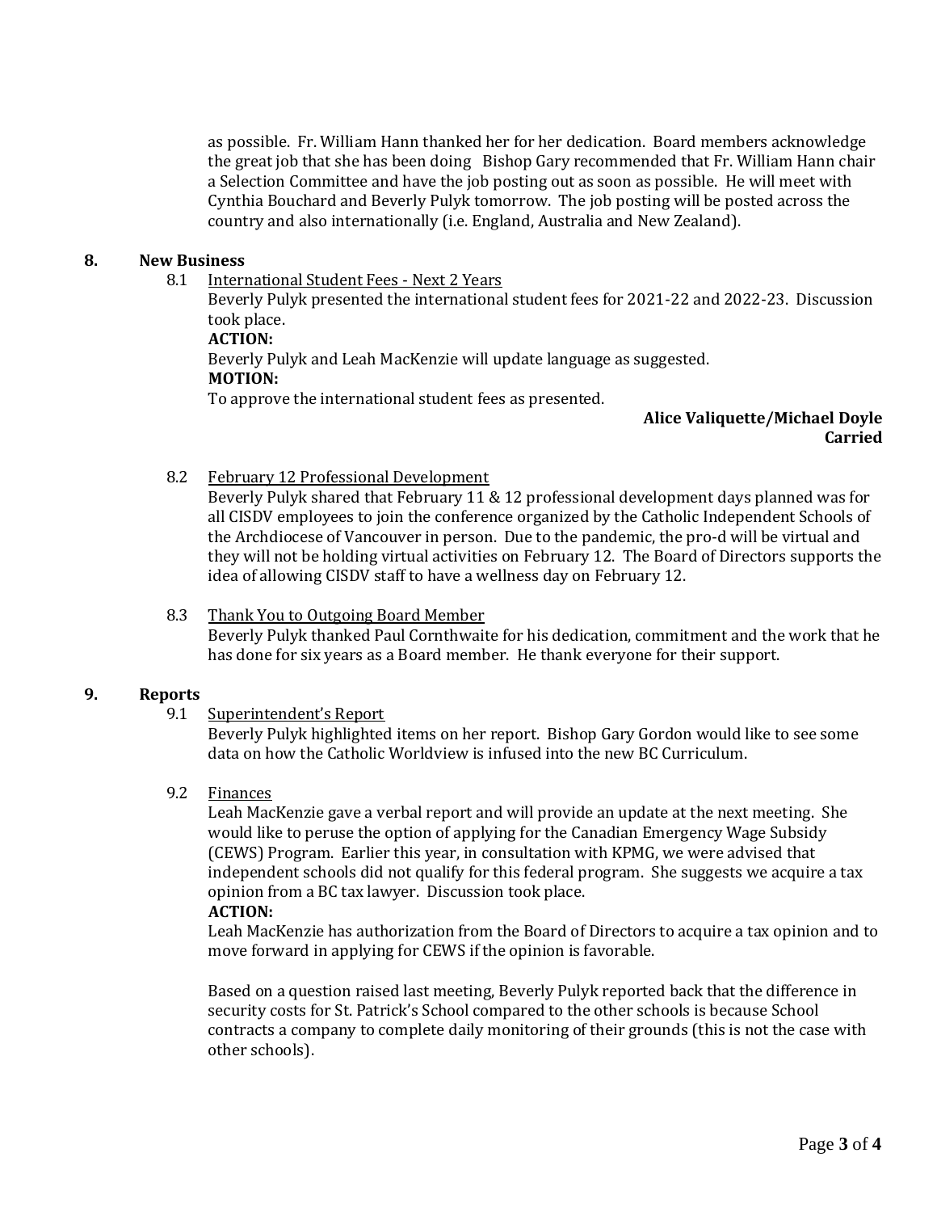as possible. Fr. William Hann thanked her for her dedication. Board members acknowledge the great job that she has been doing Bishop Gary recommended that Fr. William Hann chair a Selection Committee and have the job posting out as soon as possible. He will meet with Cynthia Bouchard and Beverly Pulyk tomorrow. The job posting will be posted across the country and also internationally (i.e. England, Australia and New Zealand).

## 8. New Business

### 8.1 International Student Fees - Next 2 Years

Beverly Pulyk presented the international student fees for 2021-22 and 2022-23. Discussion took place.

**ACTION:**

Beverly Pulyk and Leah MacKenzie will update language as suggested.

**MOTION:**

To approve the international student fees as presented.

**Alice Valiquette/Michael Doyle**
**Carried**

### 8.2 February 12 Professional Development

Beverly Pulyk shared that February 11 & 12 professional development days planned was for all CISDV employees to join the conference organized by the Catholic Independent Schools of the Archdiocese of Vancouver in person. Due to the pandemic, the pro-d will be virtual and they will not be holding virtual activities on February 12. The Board of Directors supports the idea of allowing CISDV staff to have a wellness day on February 12.

### 8.3 Thank You to Outgoing Board Member

Beverly Pulyk thanked Paul Cornthwaite for his dedication, commitment and the work that he has done for six years as a Board member. He thank everyone for their support.

## 9. Reports

### 9.1 Superintendent's Report

Beverly Pulyk highlighted items on her report. Bishop Gary Gordon would like to see some data on how the Catholic Worldview is infused into the new BC Curriculum.

### 9.2 Finances

Leah MacKenzie gave a verbal report and will provide an update at the next meeting. She would like to peruse the option of applying for the Canadian Emergency Wage Subsidy (CEWS) Program. Earlier this year, in consultation with KPMG, we were advised that independent schools did not qualify for this federal program. She suggests we acquire a tax opinion from a BC tax lawyer. Discussion took place.

**ACTION:**

Leah MacKenzie has authorization from the Board of Directors to acquire a tax opinion and to move forward in applying for CEWS if the opinion is favorable.

Based on a question raised last meeting, Beverly Pulyk reported back that the difference in security costs for St. Patrick's School compared to the other schools is because School contracts a company to complete daily monitoring of their grounds (this is not the case with other schools).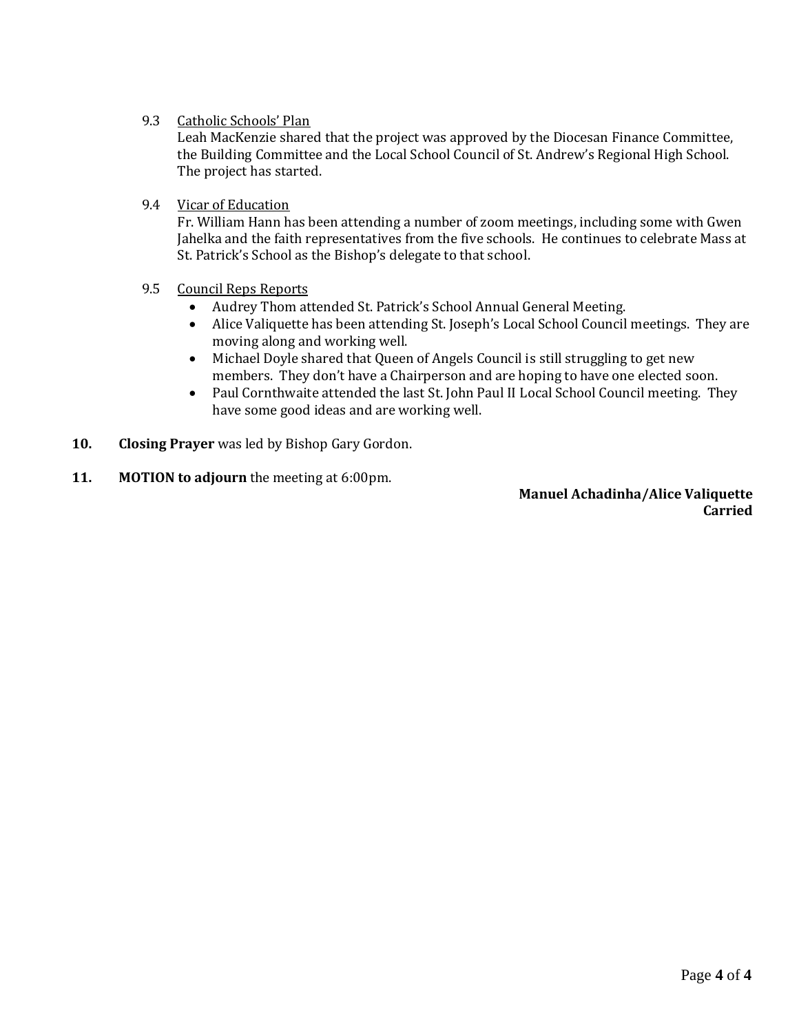9.3 Catholic Schools' Plan

Leah MacKenzie shared that the project was approved by the Diocesan Finance Committee, the Building Committee and the Local School Council of St. Andrew's Regional High School. The project has started.

9.4 Vicar of Education

Fr. William Hann has been attending a number of zoom meetings, including some with Gwen Jahelka and the faith representatives from the five schools. He continues to celebrate Mass at St. Patrick's School as the Bishop's delegate to that school.

9.5 Council Reps Reports

- Audrey Thom attended St. Patrick's School Annual General Meeting.
- Alice Valiquette has been attending St. Joseph's Local School Council meetings. They are moving along and working well.
- Michael Doyle shared that Queen of Angels Council is still struggling to get new members. They don't have a Chairperson and are hoping to have one elected soon.
- Paul Cornthwaite attended the last St. John Paul II Local School Council meeting. They have some good ideas and are working well.

**10. Closing Prayer** was led by Bishop Gary Gordon.

**11. MOTION to adjourn** the meeting at 6:00pm.

**Manuel Achadinha/Alice Valiquette**
**Carried**